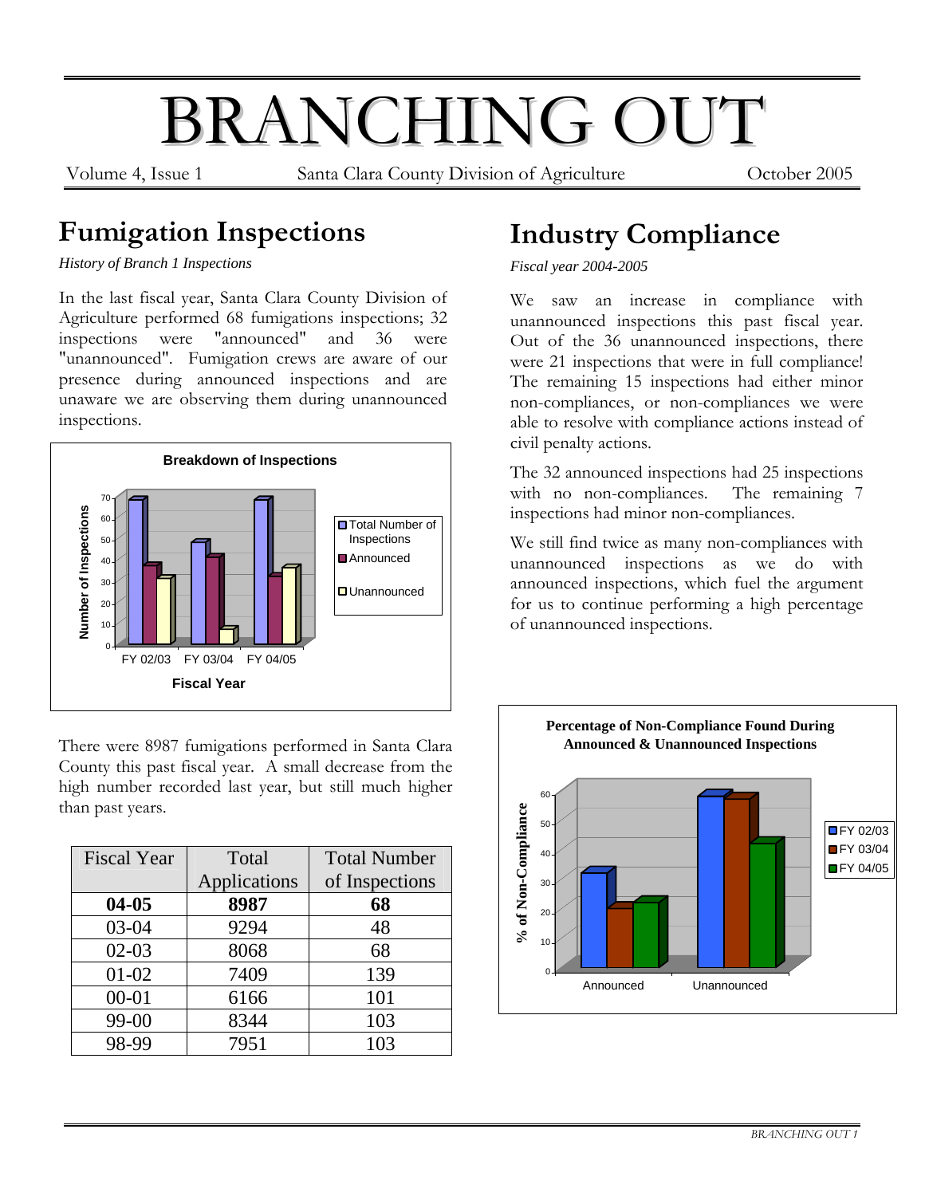# BRANCHING OUT

Volume 4, Issue 1 — Santa Clara County Division of Agriculture — October 2005

## Fumigation Inspections

*History of Branch 1 Inspections*

In the last fiscal year, Santa Clara County Division of Agriculture performed 68 fumigations inspections; 32 inspections were "announced" and 36 were "unannounced". Fumigation crews are aware of our presence during announced inspections and are unaware we are observing them during unannounced inspections.

There were 8987 fumigations performed in Santa Clara County this past fiscal year. A small decrease from the high number recorded last year, but still much higher than past years.

| Fiscal Year | Total Applications | Total Number of Inspections |
|---|---|---|
| **04-05** | **8987** | **68** |
| 03-04 | 9294 | 48 |
| 02-03 | 8068 | 68 |
| 01-02 | 7409 | 139 |
| 00-01 | 6166 | 101 |
| 99-00 | 8344 | 103 |
| 98-99 | 7951 | 103 |

## Industry Compliance

*Fiscal year 2004-2005*

We saw an increase in compliance with unannounced inspections this past fiscal year. Out of the 36 unannounced inspections, there were 21 inspections that were in full compliance! The remaining 15 inspections had either minor non-compliances, or non-compliances we were able to resolve with compliance actions instead of civil penalty actions.

The 32 announced inspections had 25 inspections with no non-compliances. The remaining 7 inspections had minor non-compliances.

We still find twice as many non-compliances with unannounced inspections as we do with announced inspections, which fuel the argument for us to continue performing a high percentage of unannounced inspections.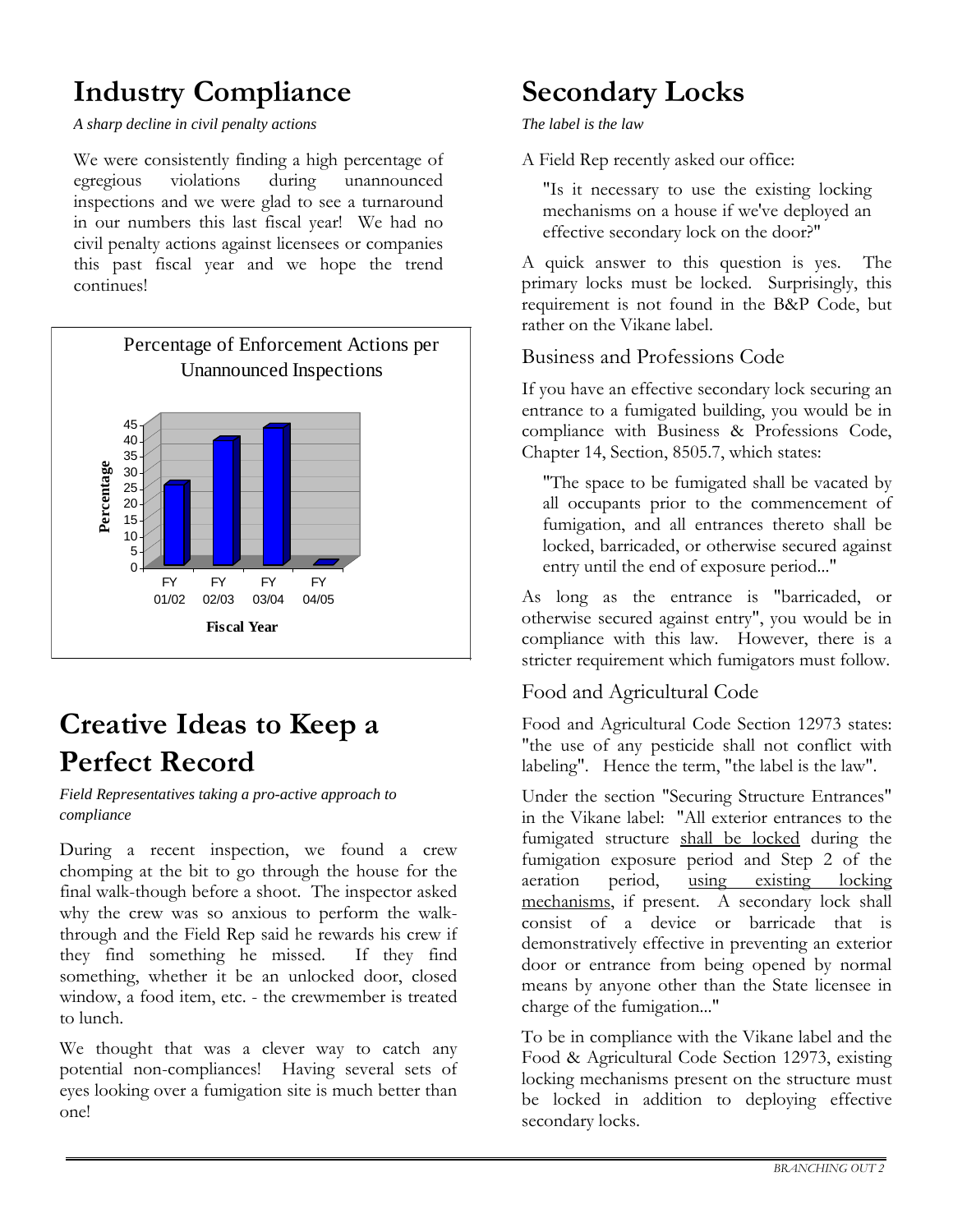# Industry Compliance

*A sharp decline in civil penalty actions*

We were consistently finding a high percentage of egregious violations during unannounced inspections and we were glad to see a turnaround in our numbers this last fiscal year! We had no civil penalty actions against licensees or companies this past fiscal year and we hope the trend continues!

Percentage of Enforcement Actions per Unannounced Inspections

| Fiscal Year | Percentage |
|---|---|
| FY 01/02 | ~26 |
| FY 02/03 | ~40 |
| FY 03/04 | ~44 |
| FY 04/05 | ~0 |

# Creative Ideas to Keep a Perfect Record

*Field Representatives taking a pro-active approach to compliance*

During a recent inspection, we found a crew chomping at the bit to go through the house for the final walk-though before a shoot. The inspector asked why the crew was so anxious to perform the walk-through and the Field Rep said he rewards his crew if they find something he missed. If they find something, whether it be an unlocked door, closed window, a food item, etc. - the crewmember is treated to lunch.

We thought that was a clever way to catch any potential non-compliances! Having several sets of eyes looking over a fumigation site is much better than one!

# Secondary Locks

*The label is the law*

A Field Rep recently asked our office:

> "Is it necessary to use the existing locking mechanisms on a house if we've deployed an effective secondary lock on the door?"

A quick answer to this question is yes. The primary locks must be locked. Surprisingly, this requirement is not found in the B&P Code, but rather on the Vikane label.

## Business and Professions Code

If you have an effective secondary lock securing an entrance to a fumigated building, you would be in compliance with Business & Professions Code, Chapter 14, Section, 8505.7, which states:

> "The space to be fumigated shall be vacated by all occupants prior to the commencement of fumigation, and all entrances thereto shall be locked, barricaded, or otherwise secured against entry until the end of exposure period..."

As long as the entrance is "barricaded, or otherwise secured against entry", you would be in compliance with this law. However, there is a stricter requirement which fumigators must follow.

## Food and Agricultural Code

Food and Agricultural Code Section 12973 states: "the use of any pesticide shall not conflict with labeling". Hence the term, "the label is the law".

Under the section "Securing Structure Entrances" in the Vikane label: "All exterior entrances to the fumigated structure <u>shall be locked</u> during the fumigation exposure period and Step 2 of the aeration period, <u>using existing locking mechanisms</u>, if present. A secondary lock shall consist of a device or barricade that is demonstratively effective in preventing an exterior door or entrance from being opened by normal means by anyone other than the State licensee in charge of the fumigation..."

To be in compliance with the Vikane label and the Food & Agricultural Code Section 12973, existing locking mechanisms present on the structure must be locked in addition to deploying effective secondary locks.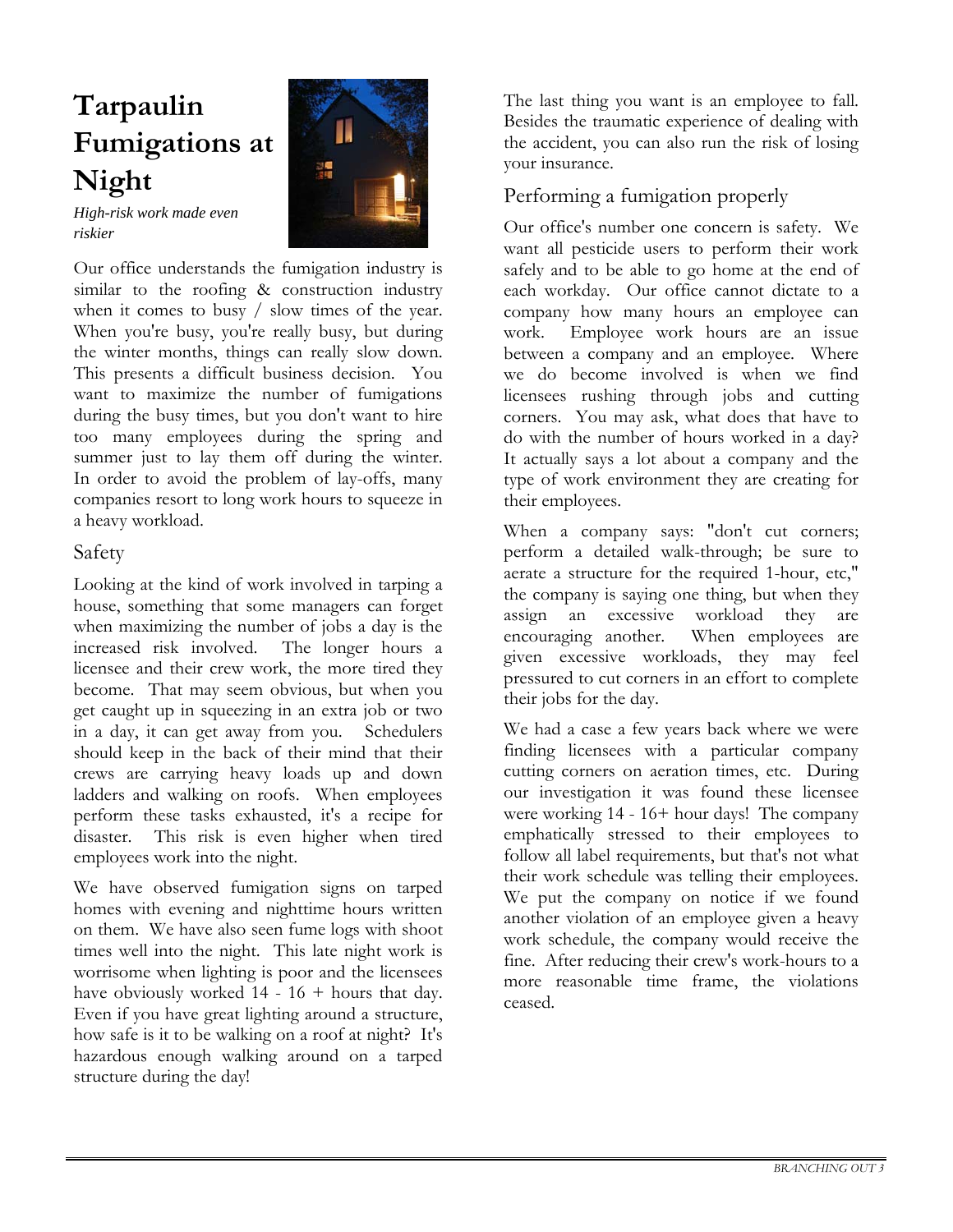# Tarpaulin Fumigations at Night

*High-risk work made even riskier*

Our office understands the fumigation industry is similar to the roofing & construction industry when it comes to busy / slow times of the year. When you're busy, you're really busy, but during the winter months, things can really slow down. This presents a difficult business decision. You want to maximize the number of fumigations during the busy times, but you don't want to hire too many employees during the spring and summer just to lay them off during the winter. In order to avoid the problem of lay-offs, many companies resort to long work hours to squeeze in a heavy workload.

## Safety

Looking at the kind of work involved in tarping a house, something that some managers can forget when maximizing the number of jobs a day is the increased risk involved. The longer hours a licensee and their crew work, the more tired they become. That may seem obvious, but when you get caught up in squeezing in an extra job or two in a day, it can get away from you. Schedulers should keep in the back of their mind that their crews are carrying heavy loads up and down ladders and walking on roofs. When employees perform these tasks exhausted, it's a recipe for disaster. This risk is even higher when tired employees work into the night.

We have observed fumigation signs on tarped homes with evening and nighttime hours written on them. We have also seen fume logs with shoot times well into the night. This late night work is worrisome when lighting is poor and the licensees have obviously worked 14 - 16 + hours that day. Even if you have great lighting around a structure, how safe is it to be walking on a roof at night? It's hazardous enough walking around on a tarped structure during the day!

The last thing you want is an employee to fall. Besides the traumatic experience of dealing with the accident, you can also run the risk of losing your insurance.

## Performing a fumigation properly

Our office's number one concern is safety. We want all pesticide users to perform their work safely and to be able to go home at the end of each workday. Our office cannot dictate to a company how many hours an employee can work. Employee work hours are an issue between a company and an employee. Where we do become involved is when we find licensees rushing through jobs and cutting corners. You may ask, what does that have to do with the number of hours worked in a day? It actually says a lot about a company and the type of work environment they are creating for their employees.

When a company says: "don't cut corners; perform a detailed walk-through; be sure to aerate a structure for the required 1-hour, etc," the company is saying one thing, but when they assign an excessive workload they are encouraging another. When employees are given excessive workloads, they may feel pressured to cut corners in an effort to complete their jobs for the day.

We had a case a few years back where we were finding licensees with a particular company cutting corners on aeration times, etc. During our investigation it was found these licensee were working 14 - 16+ hour days! The company emphatically stressed to their employees to follow all label requirements, but that's not what their work schedule was telling their employees. We put the company on notice if we found another violation of an employee given a heavy work schedule, the company would receive the fine. After reducing their crew's work-hours to a more reasonable time frame, the violations ceased.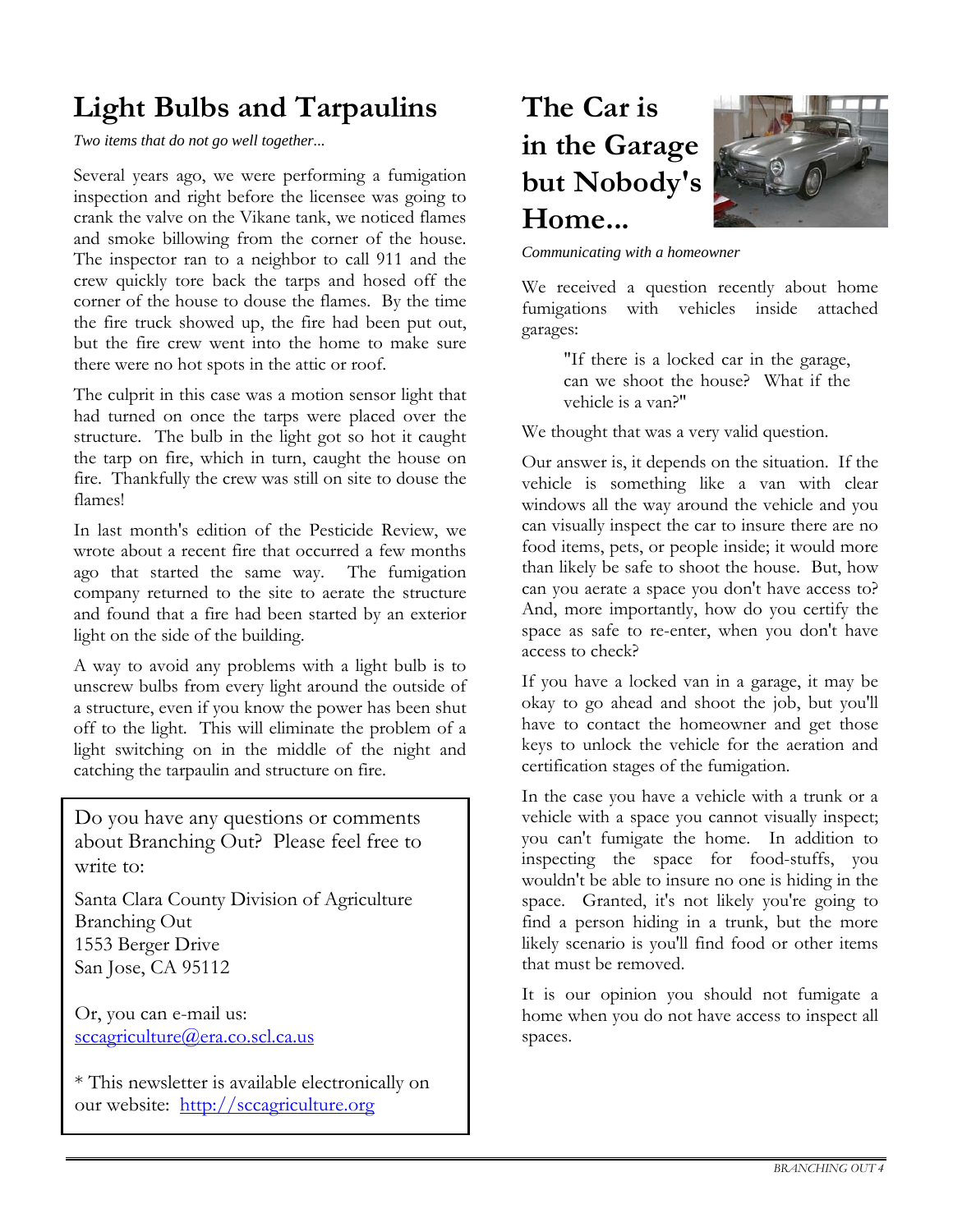# Light Bulbs and Tarpaulins

*Two items that do not go well together...*

Several years ago, we were performing a fumigation inspection and right before the licensee was going to crank the valve on the Vikane tank, we noticed flames and smoke billowing from the corner of the house. The inspector ran to a neighbor to call 911 and the crew quickly tore back the tarps and hosed off the corner of the house to douse the flames. By the time the fire truck showed up, the fire had been put out, but the fire crew went into the home to make sure there were no hot spots in the attic or roof.

The culprit in this case was a motion sensor light that had turned on once the tarps were placed over the structure. The bulb in the light got so hot it caught the tarp on fire, which in turn, caught the house on fire. Thankfully the crew was still on site to douse the flames!

In last month's edition of the Pesticide Review, we wrote about a recent fire that occurred a few months ago that started the same way. The fumigation company returned to the site to aerate the structure and found that a fire had been started by an exterior light on the side of the building.

A way to avoid any problems with a light bulb is to unscrew bulbs from every light around the outside of a structure, even if you know the power has been shut off to the light. This will eliminate the problem of a light switching on in the middle of the night and catching the tarpaulin and structure on fire.

Do you have any questions or comments about Branching Out? Please feel free to write to:

Santa Clara County Division of Agriculture
Branching Out
1553 Berger Drive
San Jose, CA 95112

Or, you can e-mail us:
sccagriculture@era.co.scl.ca.us

\* This newsletter is available electronically on our website: http://sccagriculture.org

# The Car is in the Garage but Nobody's Home...

*Communicating with a homeowner*

We received a question recently about home fumigations with vehicles inside attached garages:

> "If there is a locked car in the garage, can we shoot the house? What if the vehicle is a van?"

We thought that was a very valid question.

Our answer is, it depends on the situation. If the vehicle is something like a van with clear windows all the way around the vehicle and you can visually inspect the car to insure there are no food items, pets, or people inside; it would more than likely be safe to shoot the house. But, how can you aerate a space you don't have access to? And, more importantly, how do you certify the space as safe to re-enter, when you don't have access to check?

If you have a locked van in a garage, it may be okay to go ahead and shoot the job, but you'll have to contact the homeowner and get those keys to unlock the vehicle for the aeration and certification stages of the fumigation.

In the case you have a vehicle with a trunk or a vehicle with a space you cannot visually inspect; you can't fumigate the home. In addition to inspecting the space for food-stuffs, you wouldn't be able to insure no one is hiding in the space. Granted, it's not likely you're going to find a person hiding in a trunk, but the more likely scenario is you'll find food or other items that must be removed.

It is our opinion you should not fumigate a home when you do not have access to inspect all spaces.